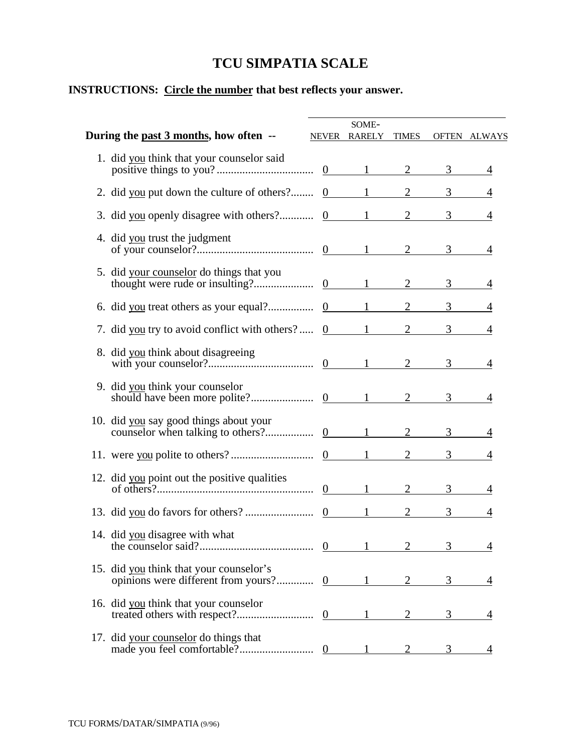# TCU SIMPATIA SCALE

**INSTRUCTIONS: Circle the number that best reflects your answer.**

| **During the past 3 months, how often --** | NEVER | RARELY | SOME-TIMES | OFTEN | ALWAYS |
|---|---|---|---|---|---|
| 1. did you think that your counselor said positive things to you? | 0 | 1 | 2 | 3 | 4 |
| 2. did you put down the culture of others? | 0 | 1 | 2 | 3 | 4 |
| 3. did you openly disagree with others? | 0 | 1 | 2 | 3 | 4 |
| 4. did you trust the judgment of your counselor? | 0 | 1 | 2 | 3 | 4 |
| 5. did your counselor do things that you thought were rude or insulting? | 0 | 1 | 2 | 3 | 4 |
| 6. did you treat others as your equal? | 0 | 1 | 2 | 3 | 4 |
| 7. did you try to avoid conflict with others? | 0 | 1 | 2 | 3 | 4 |
| 8. did you think about disagreeing with your counselor? | 0 | 1 | 2 | 3 | 4 |
| 9. did you think your counselor should have been more polite? | 0 | 1 | 2 | 3 | 4 |
| 10. did you say good things about your counselor when talking to others? | 0 | 1 | 2 | 3 | 4 |
| 11. were you polite to others? | 0 | 1 | 2 | 3 | 4 |
| 12. did you point out the positive qualities of others? | 0 | 1 | 2 | 3 | 4 |
| 13. did you do favors for others? | 0 | 1 | 2 | 3 | 4 |
| 14. did you disagree with what the counselor said? | 0 | 1 | 2 | 3 | 4 |
| 15. did you think that your counselor's opinions were different from yours? | 0 | 1 | 2 | 3 | 4 |
| 16. did you think that your counselor treated others with respect? | 0 | 1 | 2 | 3 | 4 |
| 17. did your counselor do things that made you feel comfortable? | 0 | 1 | 2 | 3 | 4 |

TCU FORMS/DATAR/SIMPATIA (9/96)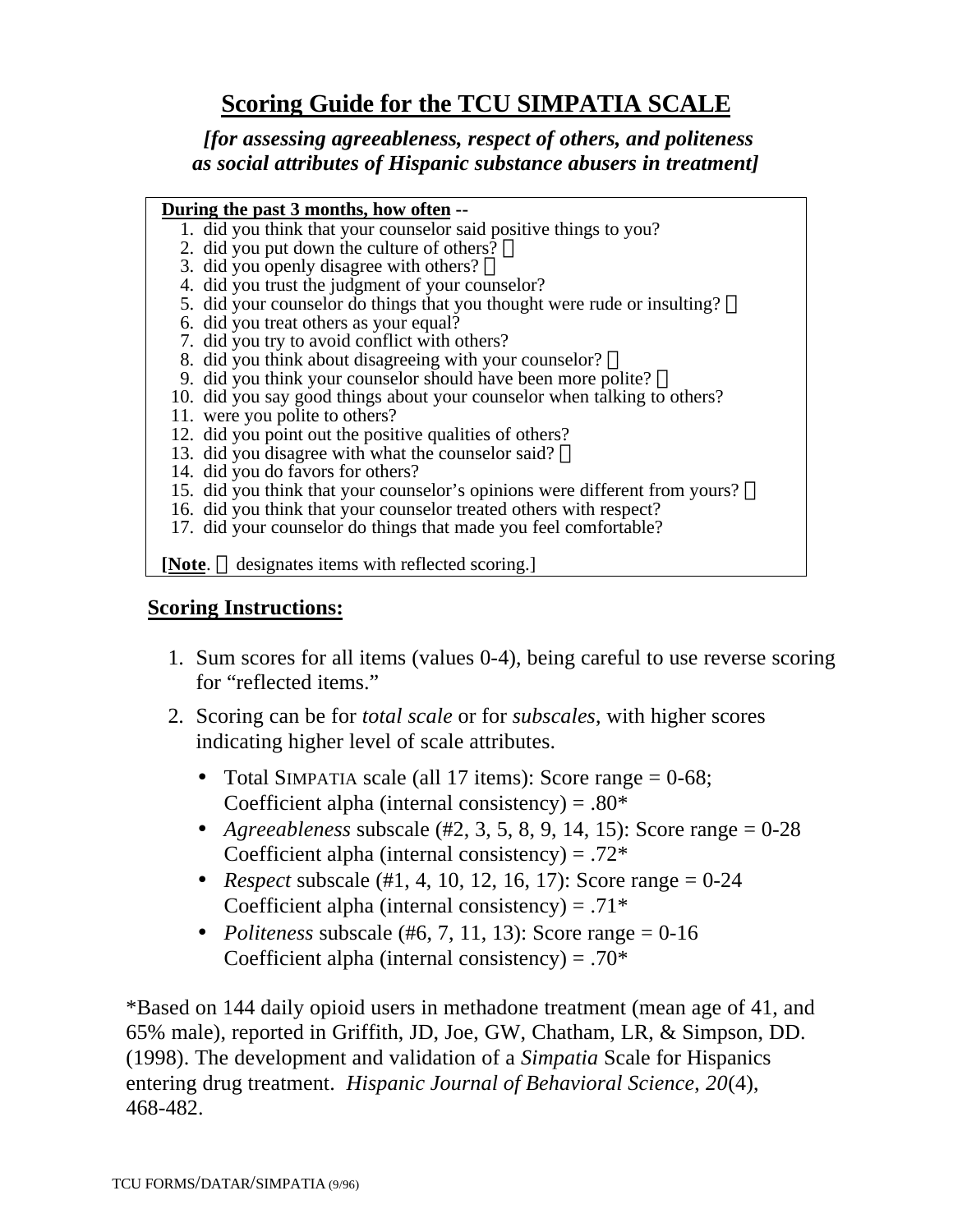# Scoring Guide for the TCU SIMPATIA SCALE

***[for assessing agreeableness, respect of others, and politeness as social attributes of Hispanic substance abusers in treatment]***

**During the past 3 months, how often** --

1. did you think that your counselor said positive things to you?
2. did you put down the culture of others? ®
3. did you openly disagree with others? ®
4. did you trust the judgment of your counselor?
5. did your counselor do things that you thought were rude or insulting? ®
6. did you treat others as your equal?
7. did you try to avoid conflict with others?
8. did you think about disagreeing with your counselor? ®
9. did you think your counselor should have been more polite? ®
10. did you say good things about your counselor when talking to others?
11. were you polite to others?
12. did you point out the positive qualities of others?
13. did you disagree with what the counselor said? ®
14. did you do favors for others?
15. did you think that your counselor's opinions were different from yours? ®
16. did you think that your counselor treated others with respect?
17. did your counselor do things that made you feel comfortable?

[**Note**. ® designates items with reflected scoring.]

## Scoring Instructions:

1. Sum scores for all items (values 0-4), being careful to use reverse scoring for "reflected items."
2. Scoring can be for *total scale* or for *subscales*, with higher scores indicating higher level of scale attributes.
   - Total SIMPATIA scale (all 17 items): Score range = 0-68; Coefficient alpha (internal consistency) = .80*
   - *Agreeableness* subscale (#2, 3, 5, 8, 9, 14, 15): Score range = 0-28 Coefficient alpha (internal consistency) = .72*
   - *Respect* subscale (#1, 4, 10, 12, 16, 17): Score range = 0-24 Coefficient alpha (internal consistency) = .71*
   - *Politeness* subscale (#6, 7, 11, 13): Score range = 0-16 Coefficient alpha (internal consistency) = .70*

*Based on 144 daily opioid users in methadone treatment (mean age of 41, and 65% male), reported in Griffith, JD, Joe, GW, Chatham, LR, & Simpson, DD. (1998). The development and validation of a *Simpatia* Scale for Hispanics entering drug treatment. *Hispanic Journal of Behavioral Science*, *20*(4), 468-482.

TCU FORMS/DATAR/SIMPATIA (9/96)